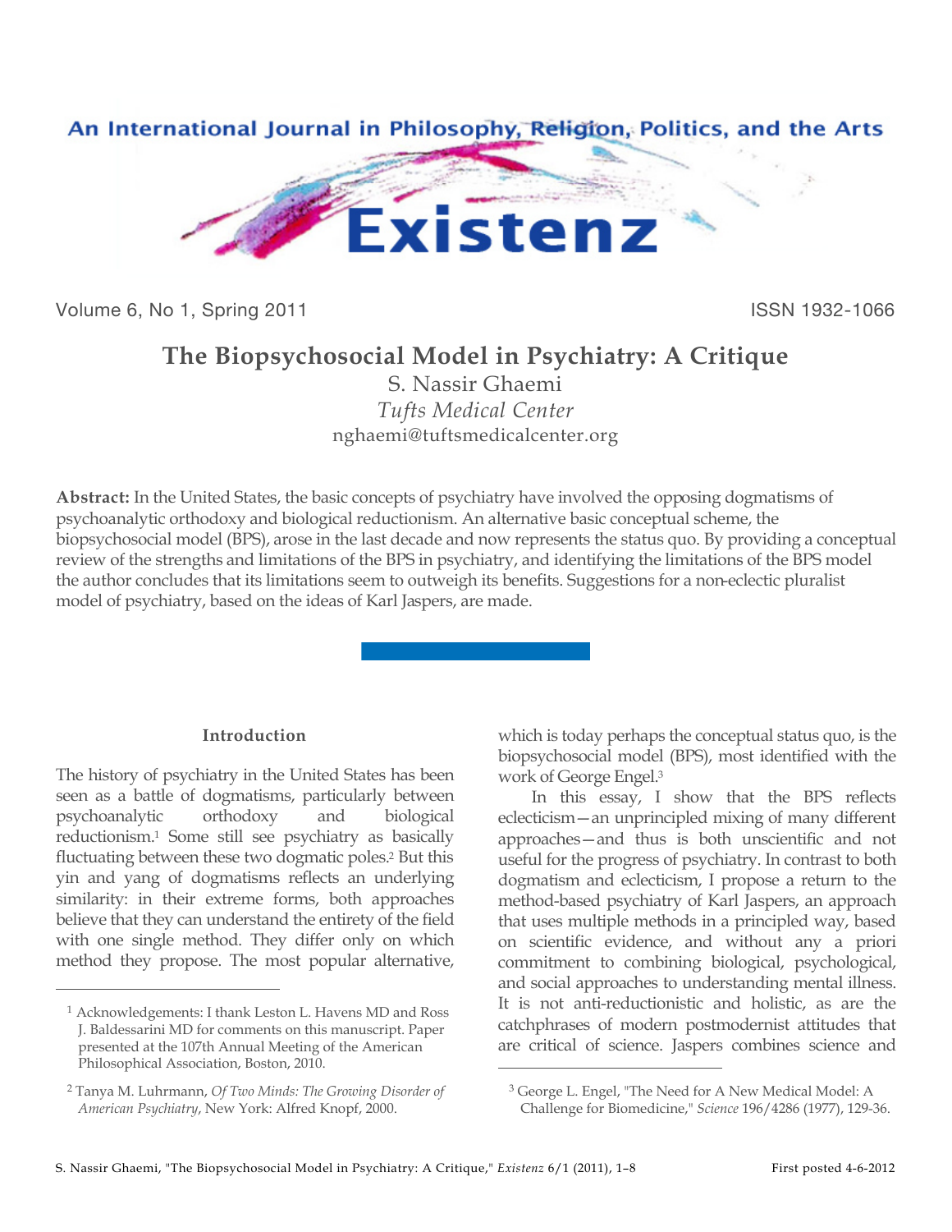An International Journal in Philosophy, Religion, Politics, and the Arts

# Existenz

Volume 6, No 1, Spring 2011 ISSN 1932-1066

## The Biopsychosocial Model in Psychiatry: A Critique

S. Nassir Ghaemi
*Tufts Medical Center*
nghaemi@tuftsmedicalcenter.org

**Abstract:** In the United States, the basic concepts of psychiatry have involved the opposing dogmatisms of psychoanalytic orthodoxy and biological reductionism. An alternative basic conceptual scheme, the biopsychosocial model (BPS), arose in the last decade and now represents the status quo. By providing a conceptual review of the strengths and limitations of the BPS in psychiatry, and identifying the limitations of the BPS model the author concludes that its limitations seem to outweigh its benefits. Suggestions for a non-eclectic pluralist model of psychiatry, based on the ideas of Karl Jaspers, are made.

### Introduction

The history of psychiatry in the United States has been seen as a battle of dogmatisms, particularly between psychoanalytic orthodoxy and biological reductionism.[1] Some still see psychiatry as basically fluctuating between these two dogmatic poles.[2] But this yin and yang of dogmatisms reflects an underlying similarity: in their extreme forms, both approaches believe that they can understand the entirety of the field with one single method. They differ only on which method they propose. The most popular alternative, which is today perhaps the conceptual status quo, is the biopsychosocial model (BPS), most identified with the work of George Engel.[3]

In this essay, I show that the BPS reflects eclecticism—an unprincipled mixing of many different approaches—and thus is both unscientific and not useful for the progress of psychiatry. In contrast to both dogmatism and eclecticism, I propose a return to the method-based psychiatry of Karl Jaspers, an approach that uses multiple methods in a principled way, based on scientific evidence, and without any a priori commitment to combining biological, psychological, and social approaches to understanding mental illness. It is not anti-reductionistic and holistic, as are the catchphrases of modern postmodernist attitudes that are critical of science. Jaspers combines science and

---

[1] Acknowledgements: I thank Leston L. Havens MD and Ross J. Baldessarini MD for comments on this manuscript. Paper presented at the 107th Annual Meeting of the American Philosophical Association, Boston, 2010.

[2] Tanya M. Luhrmann, *Of Two Minds: The Growing Disorder of American Psychiatry*, New York: Alfred Knopf, 2000.

[3] George L. Engel, "The Need for A New Medical Model: A Challenge for Biomedicine," *Science* 196/4286 (1977), 129-36.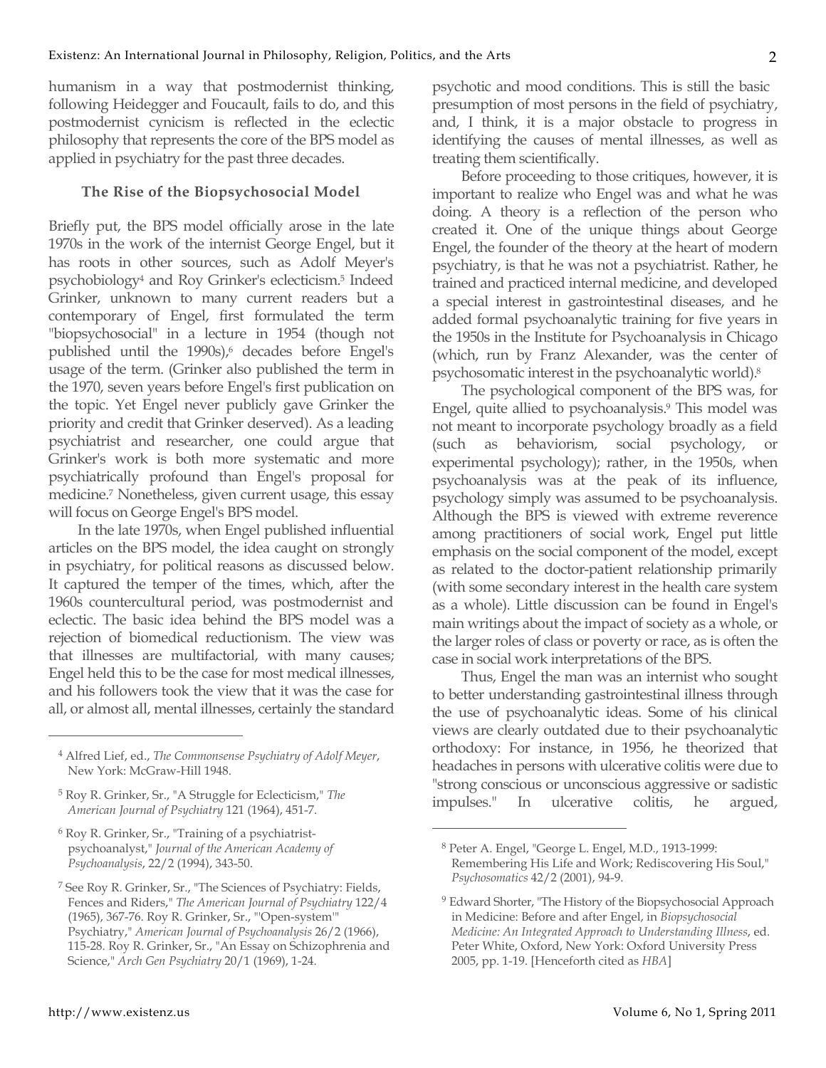humanism in a way that postmodernist thinking, following Heidegger and Foucault, fails to do, and this postmodernist cynicism is reflected in the eclectic philosophy that represents the core of the BPS model as applied in psychiatry for the past three decades.

## The Rise of the Biopsychosocial Model

Briefly put, the BPS model officially arose in the late 1970s in the work of the internist George Engel, but it has roots in other sources, such as Adolf Meyer's psychobiology[4] and Roy Grinker's eclecticism.[5] Indeed Grinker, unknown to many current readers but a contemporary of Engel, first formulated the term "biopsychosocial" in a lecture in 1954 (though not published until the 1990s),[6] decades before Engel's usage of the term. (Grinker also published the term in the 1970, seven years before Engel's first publication on the topic. Yet Engel never publicly gave Grinker the priority and credit that Grinker deserved). As a leading psychiatrist and researcher, one could argue that Grinker's work is both more systematic and more psychiatrically profound than Engel's proposal for medicine.[7] Nonetheless, given current usage, this essay will focus on George Engel's BPS model.

In the late 1970s, when Engel published influential articles on the BPS model, the idea caught on strongly in psychiatry, for political reasons as discussed below. It captured the temper of the times, which, after the 1960s countercultural period, was postmodernist and eclectic. The basic idea behind the BPS model was a rejection of biomedical reductionism. The view was that illnesses are multifactorial, with many causes; Engel held this to be the case for most medical illnesses, and his followers took the view that it was the case for all, or almost all, mental illnesses, certainly the standard psychotic and mood conditions. This is still the basic presumption of most persons in the field of psychiatry, and, I think, it is a major obstacle to progress in identifying the causes of mental illnesses, as well as treating them scientifically.

Before proceeding to those critiques, however, it is important to realize who Engel was and what he was doing. A theory is a reflection of the person who created it. One of the unique things about George Engel, the founder of the theory at the heart of modern psychiatry, is that he was not a psychiatrist. Rather, he trained and practiced internal medicine, and developed a special interest in gastrointestinal diseases, and he added formal psychoanalytic training for five years in the 1950s in the Institute for Psychoanalysis in Chicago (which, run by Franz Alexander, was the center of psychosomatic interest in the psychoanalytic world).[8]

The psychological component of the BPS was, for Engel, quite allied to psychoanalysis.[9] This model was not meant to incorporate psychology broadly as a field (such as behaviorism, social psychology, or experimental psychology); rather, in the 1950s, when psychoanalysis was at the peak of its influence, psychology simply was assumed to be psychoanalysis. Although the BPS is viewed with extreme reverence among practitioners of social work, Engel put little emphasis on the social component of the model, except as related to the doctor-patient relationship primarily (with some secondary interest in the health care system as a whole). Little discussion can be found in Engel's main writings about the impact of society as a whole, or the larger roles of class or poverty or race, as is often the case in social work interpretations of the BPS.

Thus, Engel the man was an internist who sought to better understanding gastrointestinal illness through the use of psychoanalytic ideas. Some of his clinical views are clearly outdated due to their psychoanalytic orthodoxy: For instance, in 1956, he theorized that headaches in persons with ulcerative colitis were due to "strong conscious or unconscious aggressive or sadistic impulses." In ulcerative colitis, he argued,

---

[4] Alfred Lief, ed., *The Commonsense Psychiatry of Adolf Meyer*, New York: McGraw-Hill 1948.

[5] Roy R. Grinker, Sr., "A Struggle for Eclecticism," *The American Journal of Psychiatry* 121 (1964), 451-7.

[6] Roy R. Grinker, Sr., "Training of a psychiatrist-psychoanalyst," *Journal of the American Academy of Psychoanalysis*, 22/2 (1994), 343-50.

[7] See Roy R. Grinker, Sr., "The Sciences of Psychiatry: Fields, Fences and Riders," *The American Journal of Psychiatry* 122/4 (1965), 367-76. Roy R. Grinker, Sr., "'Open-system'" Psychiatry," *American Journal of Psychoanalysis* 26/2 (1966), 115-28. Roy R. Grinker, Sr., "An Essay on Schizophrenia and Science," *Arch Gen Psychiatry* 20/1 (1969), 1-24.

[8] Peter A. Engel, "George L. Engel, M.D., 1913-1999: Remembering His Life and Work; Rediscovering His Soul," *Psychosomatics* 42/2 (2001), 94-9.

[9] Edward Shorter, "The History of the Biopsychosocial Approach in Medicine: Before and after Engel, in *Biopsychosocial Medicine: An Integrated Approach to Understanding Illness*, ed. Peter White, Oxford, New York: Oxford University Press 2005, pp. 1-19. [Henceforth cited as *HBA*]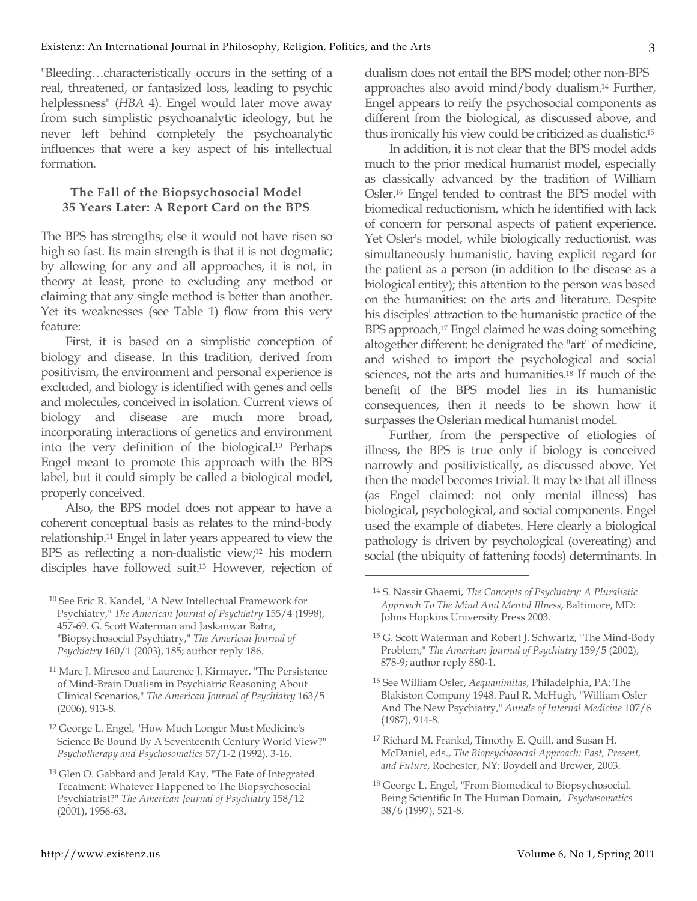"Bleeding…characteristically occurs in the setting of a real, threatened, or fantasized loss, leading to psychic helplessness" (*HBA* 4). Engel would later move away from such simplistic psychoanalytic ideology, but he never left behind completely the psychoanalytic influences that were a key aspect of his intellectual formation.

### The Fall of the Biopsychosocial Model 35 Years Later: A Report Card on the BPS

The BPS has strengths; else it would not have risen so high so fast. Its main strength is that it is not dogmatic; by allowing for any and all approaches, it is not, in theory at least, prone to excluding any method or claiming that any single method is better than another. Yet its weaknesses (see Table 1) flow from this very feature:

First, it is based on a simplistic conception of biology and disease. In this tradition, derived from positivism, the environment and personal experience is excluded, and biology is identified with genes and cells and molecules, conceived in isolation. Current views of biology and disease are much more broad, incorporating interactions of genetics and environment into the very definition of the biological.[10] Perhaps Engel meant to promote this approach with the BPS label, but it could simply be called a biological model, properly conceived.

Also, the BPS model does not appear to have a coherent conceptual basis as relates to the mind-body relationship.[11] Engel in later years appeared to view the BPS as reflecting a non-dualistic view;[12] his modern disciples have followed suit.[13] However, rejection of dualism does not entail the BPS model; other non-BPS approaches also avoid mind/body dualism.[14] Further, Engel appears to reify the psychosocial components as different from the biological, as discussed above, and thus ironically his view could be criticized as dualistic.[15]

In addition, it is not clear that the BPS model adds much to the prior medical humanist model, especially as classically advanced by the tradition of William Osler.[16] Engel tended to contrast the BPS model with biomedical reductionism, which he identified with lack of concern for personal aspects of patient experience. Yet Osler's model, while biologically reductionist, was simultaneously humanistic, having explicit regard for the patient as a person (in addition to the disease as a biological entity); this attention to the person was based on the humanities: on the arts and literature. Despite his disciples' attraction to the humanistic practice of the BPS approach,[17] Engel claimed he was doing something altogether different: he denigrated the "art" of medicine, and wished to import the psychological and social sciences, not the arts and humanities.[18] If much of the benefit of the BPS model lies in its humanistic consequences, then it needs to be shown how it surpasses the Oslerian medical humanist model.

Further, from the perspective of etiologies of illness, the BPS is true only if biology is conceived narrowly and positivistically, as discussed above. Yet then the model becomes trivial. It may be that all illness (as Engel claimed: not only mental illness) has biological, psychological, and social components. Engel used the example of diabetes. Here clearly a biological pathology is driven by psychological (overeating) and social (the ubiquity of fattening foods) determinants. In

---

[10] See Eric R. Kandel, "A New Intellectual Framework for Psychiatry," *The American Journal of Psychiatry* 155/4 (1998), 457-69. G. Scott Waterman and Jaskanwar Batra, "Biopsychosocial Psychiatry," *The American Journal of Psychiatry* 160/1 (2003), 185; author reply 186.

[11] Marc J. Miresco and Laurence J. Kirmayer, "The Persistence of Mind-Brain Dualism in Psychiatric Reasoning About Clinical Scenarios," *The American Journal of Psychiatry* 163/5 (2006), 913-8.

[12] George L. Engel, "How Much Longer Must Medicine's Science Be Bound By A Seventeenth Century World View?" *Psychotherapy and Psychosomatics* 57/1-2 (1992), 3-16.

[13] Glen O. Gabbard and Jerald Kay, "The Fate of Integrated Treatment: Whatever Happened to The Biopsychosocial Psychiatrist?" *The American Journal of Psychiatry* 158/12 (2001), 1956-63.

[14] S. Nassir Ghaemi, *The Concepts of Psychiatry: A Pluralistic Approach To The Mind And Mental Illness*, Baltimore, MD: Johns Hopkins University Press 2003.

[15] G. Scott Waterman and Robert J. Schwartz, "The Mind-Body Problem," *The American Journal of Psychiatry* 159/5 (2002), 878-9; author reply 880-1.

[16] See William Osler, *Aequanimitas*, Philadelphia, PA: The Blakiston Company 1948. Paul R. McHugh, "William Osler And The New Psychiatry," *Annals of Internal Medicine* 107/6 (1987), 914-8.

[17] Richard M. Frankel, Timothy E. Quill, and Susan H. McDaniel, eds., *The Biopsychosocial Approach: Past, Present, and Future*, Rochester, NY: Boydell and Brewer, 2003.

[18] George L. Engel, "From Biomedical to Biopsychosocial. Being Scientific In The Human Domain," *Psychosomatics* 38/6 (1997), 521-8.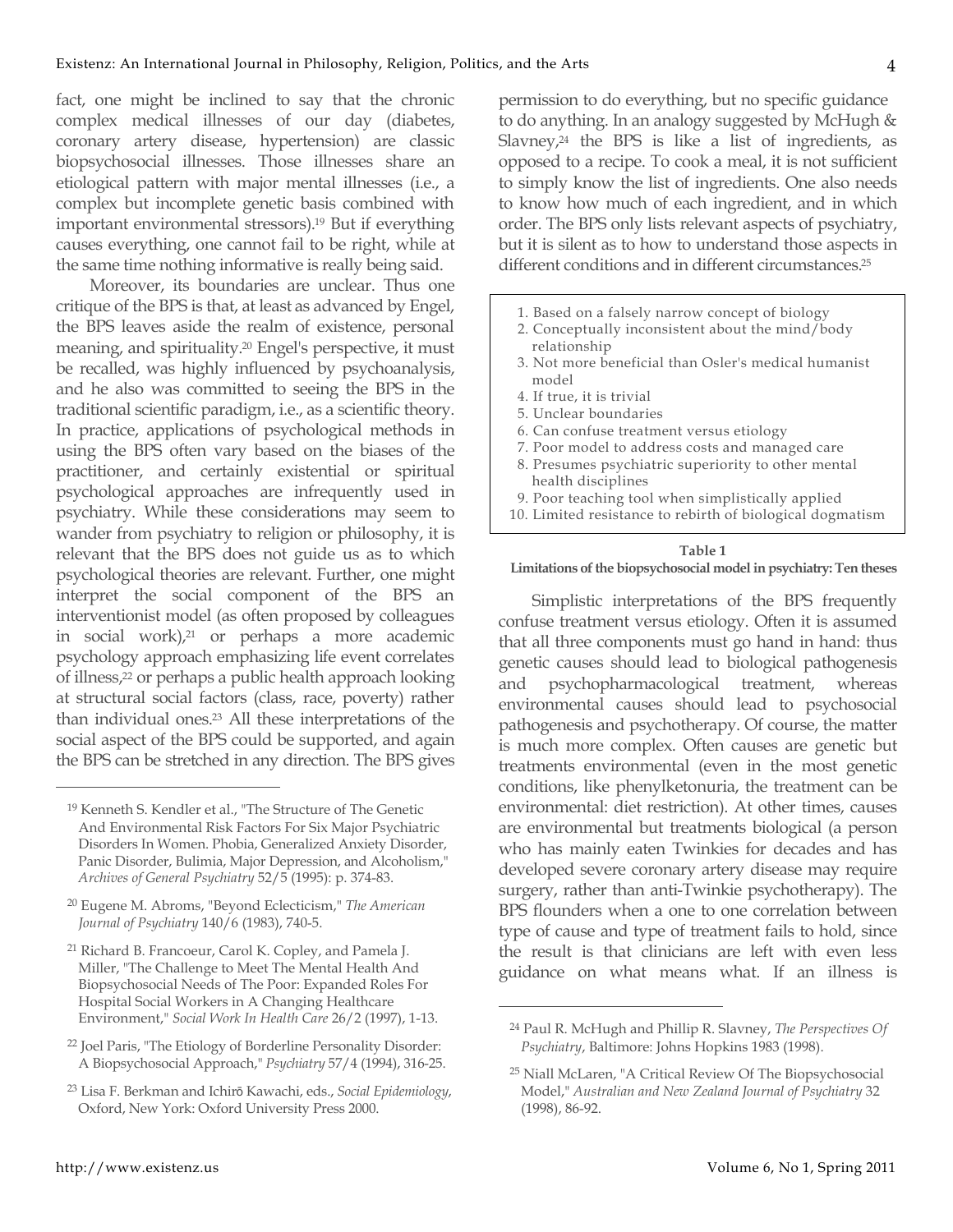fact, one might be inclined to say that the chronic complex medical illnesses of our day (diabetes, coronary artery disease, hypertension) are classic biopsychosocial illnesses. Those illnesses share an etiological pattern with major mental illnesses (i.e., a complex but incomplete genetic basis combined with important environmental stressors).[19] But if everything causes everything, one cannot fail to be right, while at the same time nothing informative is really being said.

Moreover, its boundaries are unclear. Thus one critique of the BPS is that, at least as advanced by Engel, the BPS leaves aside the realm of existence, personal meaning, and spirituality.[20] Engel's perspective, it must be recalled, was highly influenced by psychoanalysis, and he also was committed to seeing the BPS in the traditional scientific paradigm, i.e., as a scientific theory. In practice, applications of psychological methods in using the BPS often vary based on the biases of the practitioner, and certainly existential or spiritual psychological approaches are infrequently used in psychiatry. While these considerations may seem to wander from psychiatry to religion or philosophy, it is relevant that the BPS does not guide us as to which psychological theories are relevant. Further, one might interpret the social component of the BPS an interventionist model (as often proposed by colleagues in social work),[21] or perhaps a more academic psychology approach emphasizing life event correlates of illness,[22] or perhaps a public health approach looking at structural social factors (class, race, poverty) rather than individual ones.[23] All these interpretations of the social aspect of the BPS could be supported, and again the BPS can be stretched in any direction. The BPS gives permission to do everything, but no specific guidance to do anything. In an analogy suggested by McHugh & Slavney,[24] the BPS is like a list of ingredients, as opposed to a recipe. To cook a meal, it is not sufficient to simply know the list of ingredients. One also needs to know how much of each ingredient, and in which order. The BPS only lists relevant aspects of psychiatry, but it is silent as to how to understand those aspects in different conditions and in different circumstances.[25]

1. Based on a falsely narrow concept of biology
2. Conceptually inconsistent about the mind/body relationship
3. Not more beneficial than Osler's medical humanist model
4. If true, it is trivial
5. Unclear boundaries
6. Can confuse treatment versus etiology
7. Poor model to address costs and managed care
8. Presumes psychiatric superiority to other mental health disciplines
9. Poor teaching tool when simplistically applied
10. Limited resistance to rebirth of biological dogmatism

**Table 1**
**Limitations of the biopsychosocial model in psychiatry: Ten theses**

Simplistic interpretations of the BPS frequently confuse treatment versus etiology. Often it is assumed that all three components must go hand in hand: thus genetic causes should lead to biological pathogenesis and psychopharmacological treatment, whereas environmental causes should lead to psychosocial pathogenesis and psychotherapy. Of course, the matter is much more complex. Often causes are genetic but treatments environmental (even in the most genetic conditions, like phenylketonuria, the treatment can be environmental: diet restriction). At other times, causes are environmental but treatments biological (a person who has mainly eaten Twinkies for decades and has developed severe coronary artery disease may require surgery, rather than anti-Twinkie psychotherapy). The BPS flounders when a one to one correlation between type of cause and type of treatment fails to hold, since the result is that clinicians are left with even less guidance on what means what. If an illness is

---

[19] Kenneth S. Kendler et al., "The Structure of The Genetic And Environmental Risk Factors For Six Major Psychiatric Disorders In Women. Phobia, Generalized Anxiety Disorder, Panic Disorder, Bulimia, Major Depression, and Alcoholism," *Archives of General Psychiatry* 52/5 (1995): p. 374-83.

[20] Eugene M. Abroms, "Beyond Eclecticism," *The American Journal of Psychiatry* 140/6 (1983), 740-5.

[21] Richard B. Francoeur, Carol K. Copley, and Pamela J. Miller, "The Challenge to Meet The Mental Health And Biopsychosocial Needs of The Poor: Expanded Roles For Hospital Social Workers in A Changing Healthcare Environment," *Social Work In Health Care* 26/2 (1997), 1-13.

[22] Joel Paris, "The Etiology of Borderline Personality Disorder: A Biopsychosocial Approach," *Psychiatry* 57/4 (1994), 316-25.

[23] Lisa F. Berkman and Ichirō Kawachi, eds., *Social Epidemiology*, Oxford, New York: Oxford University Press 2000.

[24] Paul R. McHugh and Phillip R. Slavney, *The Perspectives Of Psychiatry*, Baltimore: Johns Hopkins 1983 (1998).

[25] Niall McLaren, "A Critical Review Of The Biopsychosocial Model," *Australian and New Zealand Journal of Psychiatry* 32 (1998), 86-92.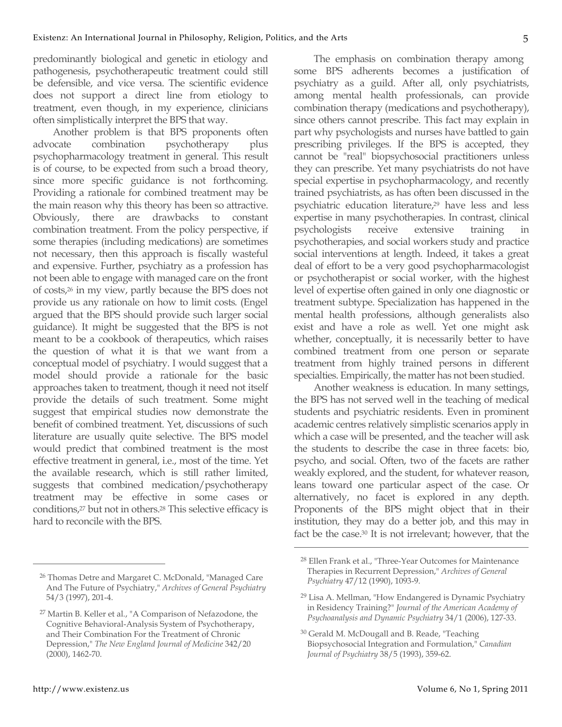predominantly biological and genetic in etiology and pathogenesis, psychotherapeutic treatment could still be defensible, and vice versa. The scientific evidence does not support a direct line from etiology to treatment, even though, in my experience, clinicians often simplistically interpret the BPS that way.

Another problem is that BPS proponents often advocate combination psychotherapy plus psychopharmacology treatment in general. This result is of course, to be expected from such a broad theory, since more specific guidance is not forthcoming. Providing a rationale for combined treatment may be the main reason why this theory has been so attractive. Obviously, there are drawbacks to constant combination treatment. From the policy perspective, if some therapies (including medications) are sometimes not necessary, then this approach is fiscally wasteful and expensive. Further, psychiatry as a profession has not been able to engage with managed care on the front of costs,[26] in my view, partly because the BPS does not provide us any rationale on how to limit costs. (Engel argued that the BPS should provide such larger social guidance). It might be suggested that the BPS is not meant to be a cookbook of therapeutics, which raises the question of what it is that we want from a conceptual model of psychiatry. I would suggest that a model should provide a rationale for the basic approaches taken to treatment, though it need not itself provide the details of such treatment. Some might suggest that empirical studies now demonstrate the benefit of combined treatment. Yet, discussions of such literature are usually quite selective. The BPS model would predict that combined treatment is the most effective treatment in general, i.e., most of the time. Yet the available research, which is still rather limited, suggests that combined medication/psychotherapy treatment may be effective in some cases or conditions,[27] but not in others.[28] This selective efficacy is hard to reconcile with the BPS.

The emphasis on combination therapy among some BPS adherents becomes a justification of psychiatry as a guild. After all, only psychiatrists, among mental health professionals, can provide combination therapy (medications and psychotherapy), since others cannot prescribe. This fact may explain in part why psychologists and nurses have battled to gain prescribing privileges. If the BPS is accepted, they cannot be "real" biopsychosocial practitioners unless they can prescribe. Yet many psychiatrists do not have special expertise in psychopharmacology, and recently trained psychiatrists, as has often been discussed in the psychiatric education literature,[29] have less and less expertise in many psychotherapies. In contrast, clinical psychologists receive extensive training in psychotherapies, and social workers study and practice social interventions at length. Indeed, it takes a great deal of effort to be a very good psychopharmacologist or psychotherapist or social worker, with the highest level of expertise often gained in only one diagnostic or treatment subtype. Specialization has happened in the mental health professions, although generalists also exist and have a role as well. Yet one might ask whether, conceptually, it is necessarily better to have combined treatment from one person or separate treatment from highly trained persons in different specialties. Empirically, the matter has not been studied.

Another weakness is education. In many settings, the BPS has not served well in the teaching of medical students and psychiatric residents. Even in prominent academic centres relatively simplistic scenarios apply in which a case will be presented, and the teacher will ask the students to describe the case in three facets: bio, psycho, and social. Often, two of the facets are rather weakly explored, and the student, for whatever reason, leans toward one particular aspect of the case. Or alternatively, no facet is explored in any depth. Proponents of the BPS might object that in their institution, they may do a better job, and this may in fact be the case.[30] It is not irrelevant; however, that the

---

[26] Thomas Detre and Margaret C. McDonald, "Managed Care And The Future of Psychiatry," *Archives of General Psychiatry* 54/3 (1997), 201-4.

[27] Martin B. Keller et al., "A Comparison of Nefazodone, the Cognitive Behavioral-Analysis System of Psychotherapy, and Their Combination For the Treatment of Chronic Depression," *The New England Journal of Medicine* 342/20 (2000), 1462-70.

[28] Ellen Frank et al., "Three-Year Outcomes for Maintenance Therapies in Recurrent Depression," *Archives of General Psychiatry* 47/12 (1990), 1093-9.

[29] Lisa A. Mellman, "How Endangered is Dynamic Psychiatry in Residency Training?" *Journal of the American Academy of Psychoanalysis and Dynamic Psychiatry* 34/1 (2006), 127-33.

[30] Gerald M. McDougall and B. Reade, "Teaching Biopsychosocial Integration and Formulation," *Canadian Journal of Psychiatry* 38/5 (1993), 359-62.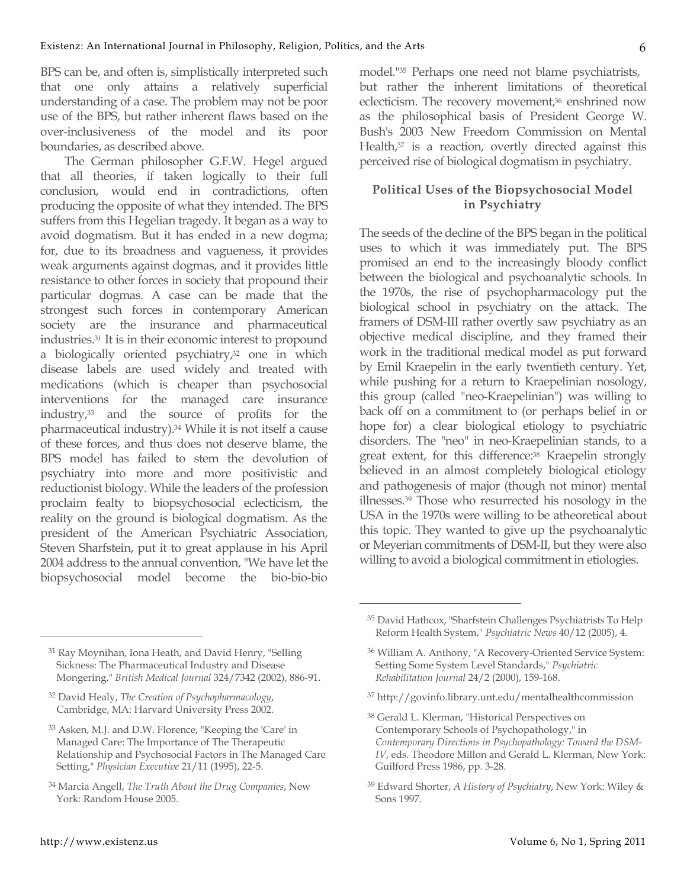BPS can be, and often is, simplistically interpreted such that one only attains a relatively superficial understanding of a case. The problem may not be poor use of the BPS, but rather inherent flaws based on the over-inclusiveness of the model and its poor boundaries, as described above.

The German philosopher G.F.W. Hegel argued that all theories, if taken logically to their full conclusion, would end in contradictions, often producing the opposite of what they intended. The BPS suffers from this Hegelian tragedy. It began as a way to avoid dogmatism. But it has ended in a new dogma; for, due to its broadness and vagueness, it provides weak arguments against dogmas, and it provides little resistance to other forces in society that propound their particular dogmas. A case can be made that the strongest such forces in contemporary American society are the insurance and pharmaceutical industries.[31] It is in their economic interest to propound a biologically oriented psychiatry,[32] one in which disease labels are used widely and treated with medications (which is cheaper than psychosocial interventions for the managed care insurance industry,[33] and the source of profits for the pharmaceutical industry).[34] While it is not itself a cause of these forces, and thus does not deserve blame, the BPS model has failed to stem the devolution of psychiatry into more and more positivistic and reductionist biology. While the leaders of the profession proclaim fealty to biopsychosocial eclecticism, the reality on the ground is biological dogmatism. As the president of the American Psychiatric Association, Steven Sharfstein, put it to great applause in his April 2004 address to the annual convention, "We have let the biopsychosocial model become the bio-bio-bio model."[35] Perhaps one need not blame psychiatrists, but rather the inherent limitations of theoretical eclecticism. The recovery movement,[36] enshrined now as the philosophical basis of President George W. Bush's 2003 New Freedom Commission on Mental Health,[37] is a reaction, overtly directed against this perceived rise of biological dogmatism in psychiatry.

## Political Uses of the Biopsychosocial Model in Psychiatry

The seeds of the decline of the BPS began in the political uses to which it was immediately put. The BPS promised an end to the increasingly bloody conflict between the biological and psychoanalytic schools. In the 1970s, the rise of psychopharmacology put the biological school in psychiatry on the attack. The framers of DSM-III rather overtly saw psychiatry as an objective medical discipline, and they framed their work in the traditional medical model as put forward by Emil Kraepelin in the early twentieth century. Yet, while pushing for a return to Kraepelinian nosology, this group (called "neo-Kraepelinian") was willing to back off on a commitment to (or perhaps belief in or hope for) a clear biological etiology to psychiatric disorders. The "neo" in neo-Kraepelinian stands, to a great extent, for this difference:[38] Kraepelin strongly believed in an almost completely biological etiology and pathogenesis of major (though not minor) mental illnesses.[39] Those who resurrected his nosology in the USA in the 1970s were willing to be atheoretical about this topic. They wanted to give up the psychoanalytic or Meyerian commitments of DSM-II, but they were also willing to avoid a biological commitment in etiologies.

---

[31] Ray Moynihan, Iona Heath, and David Henry, "Selling Sickness: The Pharmaceutical Industry and Disease Mongering," *British Medical Journal* 324/7342 (2002), 886-91.

[32] David Healy, *The Creation of Psychopharmacology*, Cambridge, MA: Harvard University Press 2002.

[33] Asken, M.J. and D.W. Florence, "Keeping the 'Care' in Managed Care: The Importance of The Therapeutic Relationship and Psychosocial Factors in The Managed Care Setting," *Physician Executive* 21/11 (1995), 22-5.

[34] Marcia Angell, *The Truth About the Drug Companies*, New York: Random House 2005.

[35] David Hathcox, "Sharfstein Challenges Psychiatrists To Help Reform Health System," *Psychiatric News* 40/12 (2005), 4.

[36] William A. Anthony, "A Recovery-Oriented Service System: Setting Some System Level Standards," *Psychiatric Rehabilitation Journal* 24/2 (2000), 159-168.

[37] http://govinfo.library.unt.edu/mentalhealthcommission

[38] Gerald L. Klerman, "Historical Perspectives on Contemporary Schools of Psychopathology," in *Contemporary Directions in Psychopathology: Toward the DSM-IV*, eds. Theodore Millon and Gerald L. Klerman, New York: Guilford Press 1986, pp. 3-28.

[39] Edward Shorter, *A History of Psychiatry*, New York: Wiley & Sons 1997.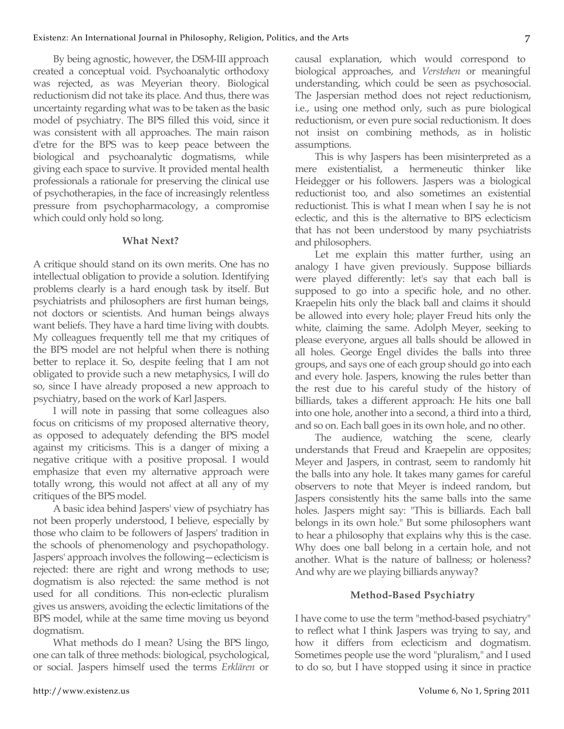By being agnostic, however, the DSM-III approach created a conceptual void. Psychoanalytic orthodoxy was rejected, as was Meyerian theory. Biological reductionism did not take its place. And thus, there was uncertainty regarding what was to be taken as the basic model of psychiatry. The BPS filled this void, since it was consistent with all approaches. The main raison d'etre for the BPS was to keep peace between the biological and psychoanalytic dogmatisms, while giving each space to survive. It provided mental health professionals a rationale for preserving the clinical use of psychotherapies, in the face of increasingly relentless pressure from psychopharmacology, a compromise which could only hold so long.

### What Next?

A critique should stand on its own merits. One has no intellectual obligation to provide a solution. Identifying problems clearly is a hard enough task by itself. But psychiatrists and philosophers are first human beings, not doctors or scientists. And human beings always want beliefs. They have a hard time living with doubts. My colleagues frequently tell me that my critiques of the BPS model are not helpful when there is nothing better to replace it. So, despite feeling that I am not obligated to provide such a new metaphysics, I will do so, since I have already proposed a new approach to psychiatry, based on the work of Karl Jaspers.

I will note in passing that some colleagues also focus on criticisms of my proposed alternative theory, as opposed to adequately defending the BPS model against my criticisms. This is a danger of mixing a negative critique with a positive proposal. I would emphasize that even my alternative approach were totally wrong, this would not affect at all any of my critiques of the BPS model.

A basic idea behind Jaspers' view of psychiatry has not been properly understood, I believe, especially by those who claim to be followers of Jaspers' tradition in the schools of phenomenology and psychopathology. Jaspers' approach involves the following—eclecticism is rejected: there are right and wrong methods to use; dogmatism is also rejected: the same method is not used for all conditions. This non-eclectic pluralism gives us answers, avoiding the eclectic limitations of the BPS model, while at the same time moving us beyond dogmatism.

What methods do I mean? Using the BPS lingo, one can talk of three methods: biological, psychological, or social. Jaspers himself used the terms *Erklären* or causal explanation, which would correspond to biological approaches, and *Verstehen* or meaningful understanding, which could be seen as psychosocial. The Jaspersian method does not reject reductionism, i.e., using one method only, such as pure biological reductionism, or even pure social reductionism. It does not insist on combining methods, as in holistic assumptions.

This is why Jaspers has been misinterpreted as a mere existentialist, a hermeneutic thinker like Heidegger or his followers. Jaspers was a biological reductionist too, and also sometimes an existential reductionist. This is what I mean when I say he is not eclectic, and this is the alternative to BPS eclecticism that has not been understood by many psychiatrists and philosophers.

Let me explain this matter further, using an analogy I have given previously. Suppose billiards were played differently: let's say that each ball is supposed to go into a specific hole, and no other. Kraepelin hits only the black ball and claims it should be allowed into every hole; player Freud hits only the white, claiming the same. Adolph Meyer, seeking to please everyone, argues all balls should be allowed in all holes. George Engel divides the balls into three groups, and says one of each group should go into each and every hole. Jaspers, knowing the rules better than the rest due to his careful study of the history of billiards, takes a different approach: He hits one ball into one hole, another into a second, a third into a third, and so on. Each ball goes in its own hole, and no other.

The audience, watching the scene, clearly understands that Freud and Kraepelin are opposites; Meyer and Jaspers, in contrast, seem to randomly hit the balls into any hole. It takes many games for careful observers to note that Meyer is indeed random, but Jaspers consistently hits the same balls into the same holes. Jaspers might say: "This is billiards. Each ball belongs in its own hole." But some philosophers want to hear a philosophy that explains why this is the case. Why does one ball belong in a certain hole, and not another. What is the nature of ballness; or holeness? And why are we playing billiards anyway?

### Method-Based Psychiatry

I have come to use the term "method-based psychiatry" to reflect what I think Jaspers was trying to say, and how it differs from eclecticism and dogmatism. Sometimes people use the word "pluralism," and I used to do so, but I have stopped using it since in practice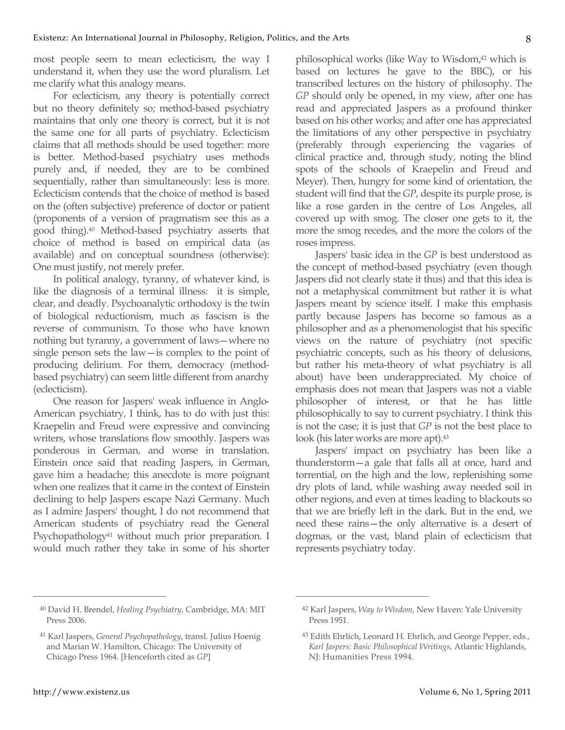most people seem to mean eclecticism, the way I understand it, when they use the word pluralism. Let me clarify what this analogy means.

For eclecticism, any theory is potentially correct but no theory definitely so; method-based psychiatry maintains that only one theory is correct, but it is not the same one for all parts of psychiatry. Eclecticism claims that all methods should be used together: more is better. Method-based psychiatry uses methods purely and, if needed, they are to be combined sequentially, rather than simultaneously: less is more. Eclecticism contends that the choice of method is based on the (often subjective) preference of doctor or patient (proponents of a version of pragmatism see this as a good thing).[40] Method-based psychiatry asserts that choice of method is based on empirical data (as available) and on conceptual soundness (otherwise): One must justify, not merely prefer.

In political analogy, tyranny, of whatever kind, is like the diagnosis of a terminal illness: it is simple, clear, and deadly. Psychoanalytic orthodoxy is the twin of biological reductionism, much as fascism is the reverse of communism. To those who have known nothing but tyranny, a government of laws—where no single person sets the law—is complex to the point of producing delirium. For them, democracy (method-based psychiatry) can seem little different from anarchy (eclecticism).

One reason for Jaspers' weak influence in Anglo-American psychiatry, I think, has to do with just this: Kraepelin and Freud were expressive and convincing writers, whose translations flow smoothly. Jaspers was ponderous in German, and worse in translation. Einstein once said that reading Jaspers, in German, gave him a headache; this anecdote is more poignant when one realizes that it came in the context of Einstein declining to help Jaspers escape Nazi Germany. Much as I admire Jaspers' thought, I do not recommend that American students of psychiatry read the General Psychopathology[41] without much prior preparation. I would much rather they take in some of his shorter philosophical works (like Way to Wisdom,[42] which is based on lectures he gave to the BBC), or his transcribed lectures on the history of philosophy. The *GP* should only be opened, in my view, after one has read and appreciated Jaspers as a profound thinker based on his other works; and after one has appreciated the limitations of any other perspective in psychiatry (preferably through experiencing the vagaries of clinical practice and, through study, noting the blind spots of the schools of Kraepelin and Freud and Meyer). Then, hungry for some kind of orientation, the student will find that the *GP*, despite its purple prose, is like a rose garden in the centre of Los Angeles, all covered up with smog. The closer one gets to it, the more the smog recedes, and the more the colors of the roses impress.

Jaspers' basic idea in the *GP* is best understood as the concept of method-based psychiatry (even though Jaspers did not clearly state it thus) and that this idea is not a metaphysical commitment but rather it is what Jaspers meant by science itself. I make this emphasis partly because Jaspers has become so famous as a philosopher and as a phenomenologist that his specific views on the nature of psychiatry (not specific psychiatric concepts, such as his theory of delusions, but rather his meta-theory of what psychiatry is all about) have been underappreciated. My choice of emphasis does not mean that Jaspers was not a viable philosopher of interest, or that he has little philosophically to say to current psychiatry. I think this is not the case; it is just that *GP* is not the best place to look (his later works are more apt).[43]

Jaspers' impact on psychiatry has been like a thunderstorm—a gale that falls all at once, hard and torrential, on the high and the low, replenishing some dry plots of land, while washing away needed soil in other regions, and even at times leading to blackouts so that we are briefly left in the dark. But in the end, we need these rains—the only alternative is a desert of dogmas, or the vast, bland plain of eclecticism that represents psychiatry today.

---

[40] David H. Brendel, *Healing Psychiatry*, Cambridge, MA: MIT Press 2006.

[41] Karl Jaspers, *General Psychopathology*, transl. Julius Hoenig and Marian W. Hamilton, Chicago: The University of Chicago Press 1964. [Henceforth cited as *GP*]

[42] Karl Jaspers, *Way to Wisdom*, New Haven: Yale University Press 1951.

[43] Edith Ehrlich, Leonard H. Ehrlich, and George Pepper, eds., *Karl Jaspers: Basic Philosophical Writings*, Atlantic Highlands, NJ: Humanities Press 1994.